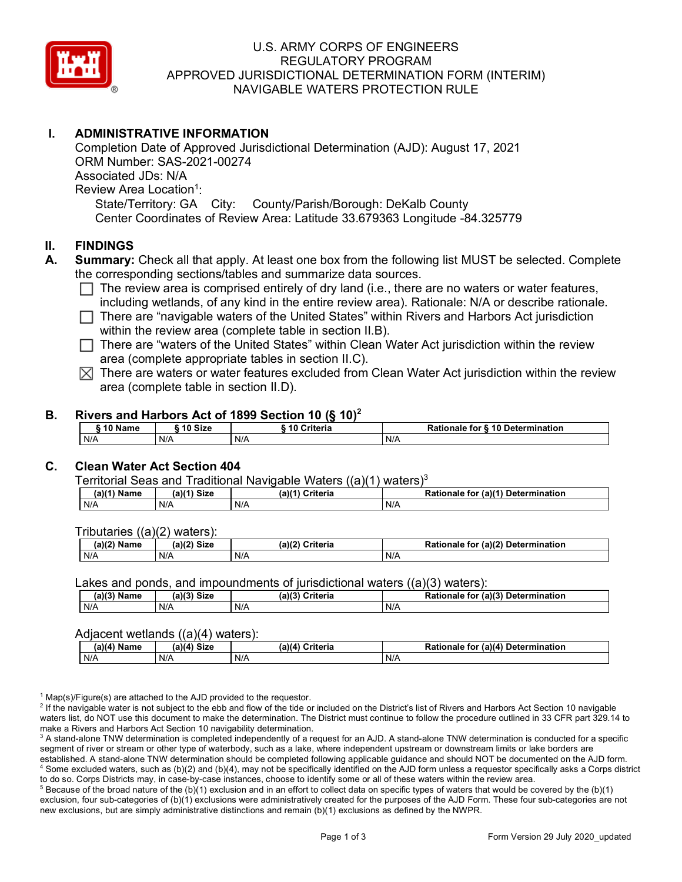# U.S. ARMY CORPS OF ENGINEERS
# REGULATORY PROGRAM
# APPROVED JURISDICTIONAL DETERMINATION FORM (INTERIM)
# NAVIGABLE WATERS PROTECTION RULE

## I. ADMINISTRATIVE INFORMATION

Completion Date of Approved Jurisdictional Determination (AJD): August 17, 2021
ORM Number: SAS-2021-00274
Associated JDs: N/A
Review Area Location[1]:
State/Territory: GA City: County/Parish/Borough: DeKalb County
Center Coordinates of Review Area: Latitude 33.679363 Longitude -84.325779

## II. FINDINGS

**A. Summary:** Check all that apply. At least one box from the following list MUST be selected. Complete the corresponding sections/tables and summarize data sources.

- ☐ The review area is comprised entirely of dry land (i.e., there are no waters or water features, including wetlands, of any kind in the entire review area). Rationale: N/A or describe rationale.
- ☐ There are "navigable waters of the United States" within Rivers and Harbors Act jurisdiction within the review area (complete table in section II.B).
- ☐ There are "waters of the United States" within Clean Water Act jurisdiction within the review area (complete appropriate tables in section II.C).
- ☒ There are waters or water features excluded from Clean Water Act jurisdiction within the review area (complete table in section II.D).

### B. Rivers and Harbors Act of 1899 Section 10 (§ 10)[2]

| § 10 Name | § 10 Size | § 10 Criteria | Rationale for § 10 Determination |
|---|---|---|---|
| N/A | N/A | N/A | N/A |

### C. Clean Water Act Section 404

Territorial Seas and Traditional Navigable Waters ((a)(1) waters)[3]

| (a)(1) Name | (a)(1) Size | (a)(1) Criteria | Rationale for (a)(1) Determination |
|---|---|---|---|
| N/A | N/A | N/A | N/A |

Tributaries ((a)(2) waters):

| (a)(2) Name | (a)(2) Size | (a)(2) Criteria | Rationale for (a)(2) Determination |
|---|---|---|---|
| N/A | N/A | N/A | N/A |

Lakes and ponds, and impoundments of jurisdictional waters ((a)(3) waters):

| (a)(3) Name | (a)(3) Size | (a)(3) Criteria | Rationale for (a)(3) Determination |
|---|---|---|---|
| N/A | N/A | N/A | N/A |

Adjacent wetlands ((a)(4) waters):

| (a)(4) Name | (a)(4) Size | (a)(4) Criteria | Rationale for (a)(4) Determination |
|---|---|---|---|
| N/A | N/A | N/A | N/A |

[1] Map(s)/Figure(s) are attached to the AJD provided to the requestor.
[2] If the navigable water is not subject to the ebb and flow of the tide or included on the District's list of Rivers and Harbors Act Section 10 navigable waters list, do NOT use this document to make the determination. The District must continue to follow the procedure outlined in 33 CFR part 329.14 to make a Rivers and Harbors Act Section 10 navigability determination.
[3] A stand-alone TNW determination is completed independently of a request for an AJD. A stand-alone TNW determination is conducted for a specific segment of river or stream or other type of waterbody, such as a lake, where independent upstream or downstream limits or lake borders are established. A stand-alone TNW determination should be completed following applicable guidance and should NOT be documented on the AJD form.
[4] Some excluded waters, such as (b)(2) and (b)(4), may not be specifically identified on the AJD form unless a requestor specifically asks a Corps district to do so. Corps Districts may, in case-by-case instances, choose to identify some or all of these waters within the review area.
[5] Because of the broad nature of the (b)(1) exclusion and in an effort to collect data on specific types of waters that would be covered by the (b)(1) exclusion, four sub-categories of (b)(1) exclusions were administratively created for the purposes of the AJD Form. These four sub-categories are not new exclusions, but are simply administrative distinctions and remain (b)(1) exclusions as defined by the NWPR.

Form Version 29 July 2020_updated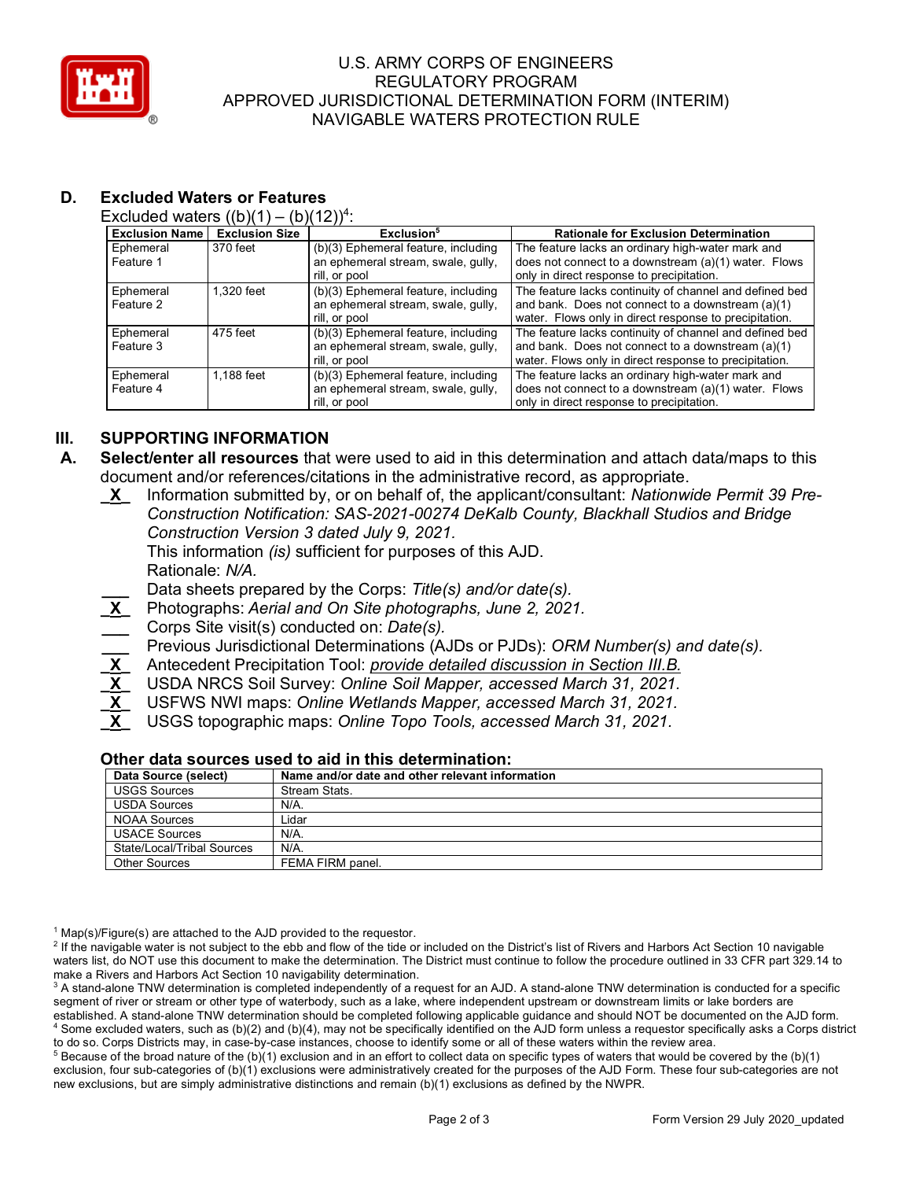U.S. ARMY CORPS OF ENGINEERS
REGULATORY PROGRAM
APPROVED JURISDICTIONAL DETERMINATION FORM (INTERIM)
NAVIGABLE WATERS PROTECTION RULE

**D. Excluded Waters or Features**

Excluded waters ((b)(1) – (b)(12))[4]:

| Exclusion Name | Exclusion Size | Exclusion[5] | Rationale for Exclusion Determination |
|---|---|---|---|
| Ephemeral Feature 1 | 370 feet | (b)(3) Ephemeral feature, including an ephemeral stream, swale, gully, rill, or pool | The feature lacks an ordinary high-water mark and does not connect to a downstream (a)(1) water. Flows only in direct response to precipitation. |
| Ephemeral Feature 2 | 1,320 feet | (b)(3) Ephemeral feature, including an ephemeral stream, swale, gully, rill, or pool | The feature lacks continuity of channel and defined bed and bank. Does not connect to a downstream (a)(1) water. Flows only in direct response to precipitation. |
| Ephemeral Feature 3 | 475 feet | (b)(3) Ephemeral feature, including an ephemeral stream, swale, gully, rill, or pool | The feature lacks continuity of channel and defined bed and bank. Does not connect to a downstream (a)(1) water. Flows only in direct response to precipitation. |
| Ephemeral Feature 4 | 1,188 feet | (b)(3) Ephemeral feature, including an ephemeral stream, swale, gully, rill, or pool | The feature lacks an ordinary high-water mark and does not connect to a downstream (a)(1) water. Flows only in direct response to precipitation. |

## III. SUPPORTING INFORMATION

**A. Select/enter all resources** that were used to aid in this determination and attach data/maps to this document and/or references/citations in the administrative record, as appropriate.

_X_ Information submitted by, or on behalf of, the applicant/consultant: *Nationwide Permit 39 Pre-Construction Notification: SAS-2021-00274 DeKalb County, Blackhall Studios and Bridge Construction Version 3 dated July 9, 2021.*
This information *(is)* sufficient for purposes of this AJD.
Rationale: *N/A.*

___ Data sheets prepared by the Corps: *Title(s) and/or date(s).*

_X_ Photographs: *Aerial and On Site photographs, June 2, 2021.*

___ Corps Site visit(s) conducted on: *Date(s).*

___ Previous Jurisdictional Determinations (AJDs or PJDs): *ORM Number(s) and date(s).*

_X_ Antecedent Precipitation Tool: *provide detailed discussion in Section III.B.*

_X_ USDA NRCS Soil Survey: *Online Soil Mapper, accessed March 31, 2021.*

_X_ USFWS NWI maps: *Online Wetlands Mapper, accessed March 31, 2021.*

_X_ USGS topographic maps: *Online Topo Tools, accessed March 31, 2021.*

**Other data sources used to aid in this determination:**

| Data Source (select) | Name and/or date and other relevant information |
|---|---|
| USGS Sources | Stream Stats. |
| USDA Sources | N/A. |
| NOAA Sources | Lidar |
| USACE Sources | N/A. |
| State/Local/Tribal Sources | N/A. |
| Other Sources | FEMA FIRM panel. |

[1] Map(s)/Figure(s) are attached to the AJD provided to the requestor.
[2] If the navigable water is not subject to the ebb and flow of the tide or included on the District's list of Rivers and Harbors Act Section 10 navigable waters list, do NOT use this document to make the determination. The District must continue to follow the procedure outlined in 33 CFR part 329.14 to make a Rivers and Harbors Act Section 10 navigability determination.
[3] A stand-alone TNW determination is completed independently of a request for an AJD. A stand-alone TNW determination is conducted for a specific segment of river or stream or other type of waterbody, such as a lake, where independent upstream or downstream limits or lake borders are established. A stand-alone TNW determination should be completed following applicable guidance and should NOT be documented on the AJD form.
[4] Some excluded waters, such as (b)(2) and (b)(4), may not be specifically identified on the AJD form unless a requestor specifically asks a Corps district to do so. Corps Districts may, in case-by-case instances, choose to identify some or all of these waters within the review area.
[5] Because of the broad nature of the (b)(1) exclusion and in an effort to collect data on specific types of waters that would be covered by the (b)(1) exclusion, four sub-categories of (b)(1) exclusions were administratively created for the purposes of the AJD Form. These four sub-categories are not new exclusions, but are simply administrative distinctions and remain (b)(1) exclusions as defined by the NWPR.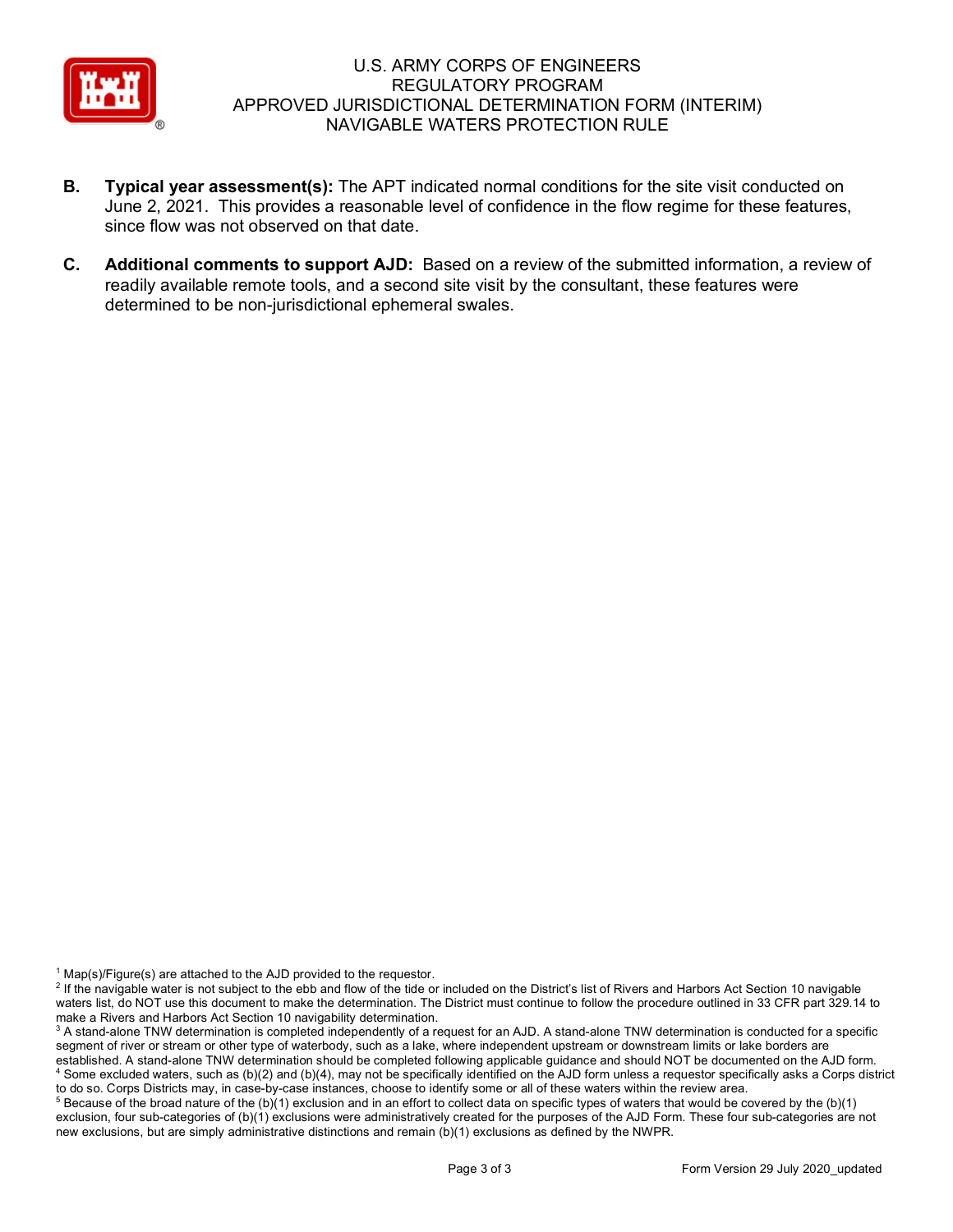**B. Typical year assessment(s):** The APT indicated normal conditions for the site visit conducted on June 2, 2021. This provides a reasonable level of confidence in the flow regime for these features, since flow was not observed on that date.

**C. Additional comments to support AJD:** Based on a review of the submitted information, a review of readily available remote tools, and a second site visit by the consultant, these features were determined to be non-jurisdictional ephemeral swales.

[1] Map(s)/Figure(s) are attached to the AJD provided to the requestor.

[2] If the navigable water is not subject to the ebb and flow of the tide or included on the District's list of Rivers and Harbors Act Section 10 navigable waters list, do NOT use this document to make the determination. The District must continue to follow the procedure outlined in 33 CFR part 329.14 to make a Rivers and Harbors Act Section 10 navigability determination.

[3] A stand-alone TNW determination is completed independently of a request for an AJD. A stand-alone TNW determination is conducted for a specific segment of river or stream or other type of waterbody, such as a lake, where independent upstream or downstream limits or lake borders are established. A stand-alone TNW determination should be completed following applicable guidance and should NOT be documented on the AJD form.

[4] Some excluded waters, such as (b)(2) and (b)(4), may not be specifically identified on the AJD form unless a requestor specifically asks a Corps district to do so. Corps Districts may, in case-by-case instances, choose to identify some or all of these waters within the review area.

[5] Because of the broad nature of the (b)(1) exclusion and in an effort to collect data on specific types of waters that would be covered by the (b)(1) exclusion, four sub-categories of (b)(1) exclusions were administratively created for the purposes of the AJD Form. These four sub-categories are not new exclusions, but are simply administrative distinctions and remain (b)(1) exclusions as defined by the NWPR.